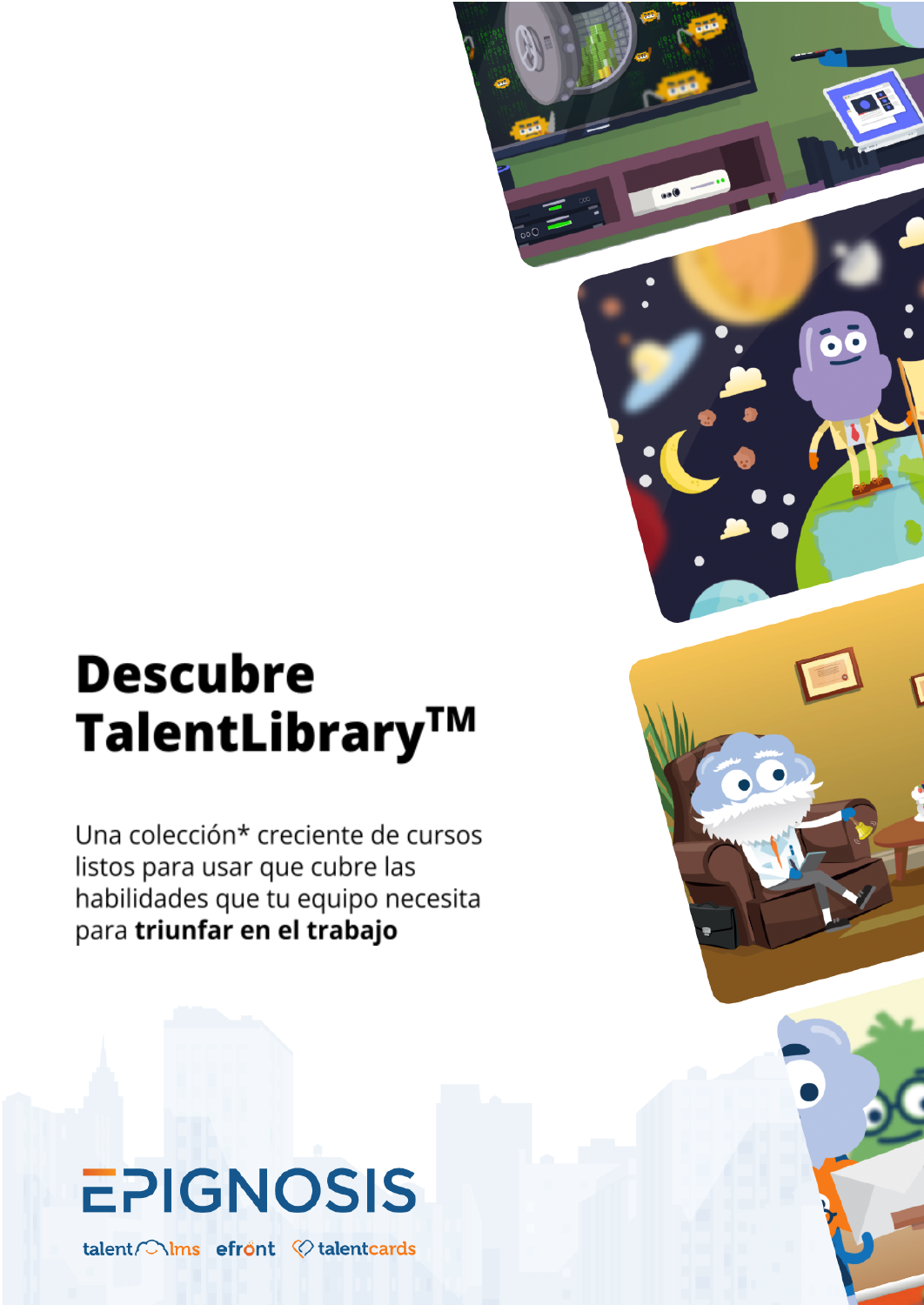# Descubre TalentLibrary™

Una colección* creciente de cursos listos para usar que cubre las habilidades que tu equipo necesita para **triunfar en el trabajo**

EPIGNOSIS

talentlms efront talentcards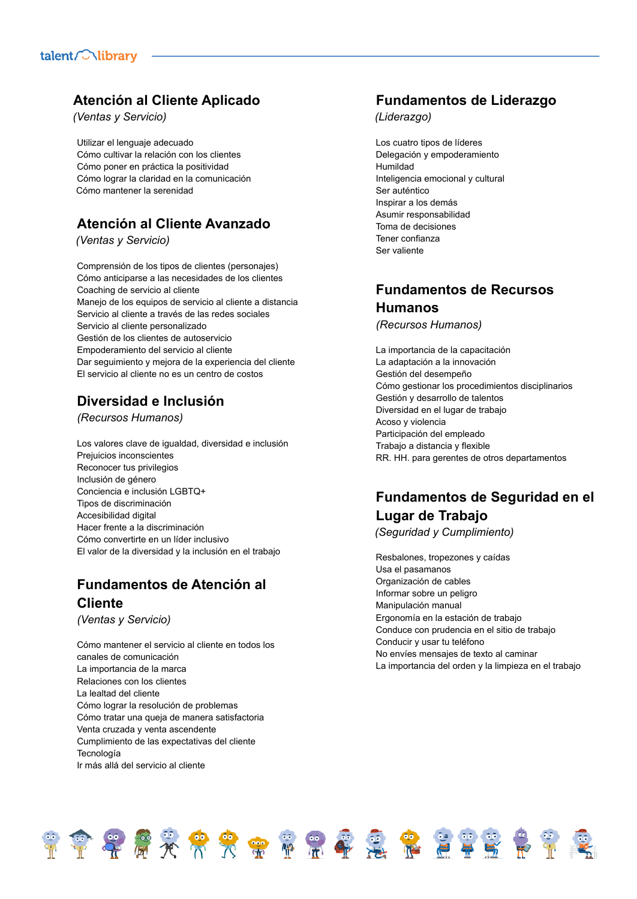## Atención al Cliente Aplicado

*(Ventas y Servicio)*

Utilizar el lenguaje adecuado
Cómo cultivar la relación con los clientes
Cómo poner en práctica la positividad
Cómo lograr la claridad en la comunicación
Cómo mantener la serenidad

## Atención al Cliente Avanzado

*(Ventas y Servicio)*

Comprensión de los tipos de clientes (personajes)
Cómo anticiparse a las necesidades de los clientes
Coaching de servicio al cliente
Manejo de los equipos de servicio al cliente a distancia
Servicio al cliente a través de las redes sociales
Servicio al cliente personalizado
Gestión de los clientes de autoservicio
Empoderamiento del servicio al cliente
Dar seguimiento y mejora de la experiencia del cliente
El servicio al cliente no es un centro de costos

## Diversidad e Inclusión

*(Recursos Humanos)*

Los valores clave de igualdad, diversidad e inclusión
Prejuicios inconscientes
Reconocer tus privilegios
Inclusión de género
Conciencia e inclusión LGBTQ+
Tipos de discriminación
Accesibilidad digital
Hacer frente a la discriminación
Cómo convertirte en un líder inclusivo
El valor de la diversidad y la inclusión en el trabajo

## Fundamentos de Atención al Cliente

*(Ventas y Servicio)*

Cómo mantener el servicio al cliente en todos los canales de comunicación
La importancia de la marca
Relaciones con los clientes
La lealtad del cliente
Cómo lograr la resolución de problemas
Cómo tratar una queja de manera satisfactoria
Venta cruzada y venta ascendente
Cumplimiento de las expectativas del cliente
Tecnología
Ir más allá del servicio al cliente

## Fundamentos de Liderazgo

*(Liderazgo)*

Los cuatro tipos de líderes
Delegación y empoderamiento
Humildad
Inteligencia emocional y cultural
Ser auténtico
Inspirar a los demás
Asumir responsabilidad
Toma de decisiones
Tener confianza
Ser valiente

## Fundamentos de Recursos Humanos

*(Recursos Humanos)*

La importancia de la capacitación
La adaptación a la innovación
Gestión del desempeño
Cómo gestionar los procedimientos disciplinarios
Gestión y desarrollo de talentos
Diversidad en el lugar de trabajo
Acoso y violencia
Participación del empleado
Trabajo a distancia y flexible
RR. HH. para gerentes de otros departamentos

## Fundamentos de Seguridad en el Lugar de Trabajo

*(Seguridad y Cumplimiento)*

Resbalones, tropezones y caídas
Usa el pasamanos
Organización de cables
Informar sobre un peligro
Manipulación manual
Ergonomía en la estación de trabajo
Conduce con prudencia en el sitio de trabajo
Conducir y usar tu teléfono
No envíes mensajes de texto al caminar
La importancia del orden y la limpieza en el trabajo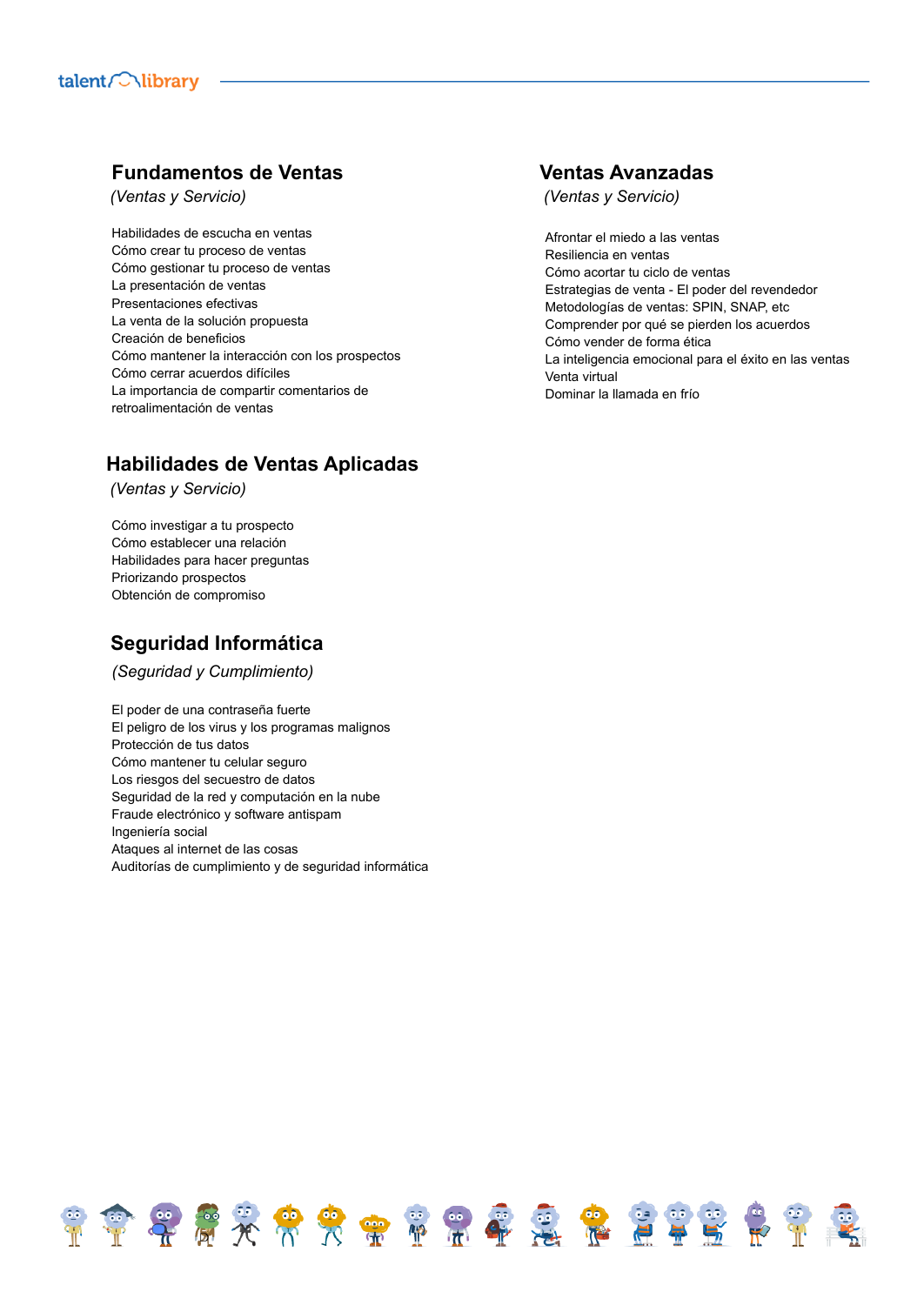## Fundamentos de Ventas

*(Ventas y Servicio)*

Habilidades de escucha en ventas
Cómo crear tu proceso de ventas
Cómo gestionar tu proceso de ventas
La presentación de ventas
Presentaciones efectivas
La venta de la solución propuesta
Creación de beneficios
Cómo mantener la interacción con los prospectos
Cómo cerrar acuerdos difíciles
La importancia de compartir comentarios de retroalimentación de ventas

## Habilidades de Ventas Aplicadas

*(Ventas y Servicio)*

Cómo investigar a tu prospecto
Cómo establecer una relación
Habilidades para hacer preguntas
Priorizando prospectos
Obtención de compromiso

## Seguridad Informática

*(Seguridad y Cumplimiento)*

El poder de una contraseña fuerte
El peligro de los virus y los programas malignos
Protección de tus datos
Cómo mantener tu celular seguro
Los riesgos del secuestro de datos
Seguridad de la red y computación en la nube
Fraude electrónico y software antispam
Ingeniería social
Ataques al internet de las cosas
Auditorías de cumplimiento y de seguridad informática

## Ventas Avanzadas

*(Ventas y Servicio)*

Afrontar el miedo a las ventas
Resiliencia en ventas
Cómo acortar tu ciclo de ventas
Estrategias de venta - El poder del revendedor
Metodologías de ventas: SPIN, SNAP, etc
Comprender por qué se pierden los acuerdos
Cómo vender de forma ética
La inteligencia emocional para el éxito en las ventas
Venta virtual
Dominar la llamada en frío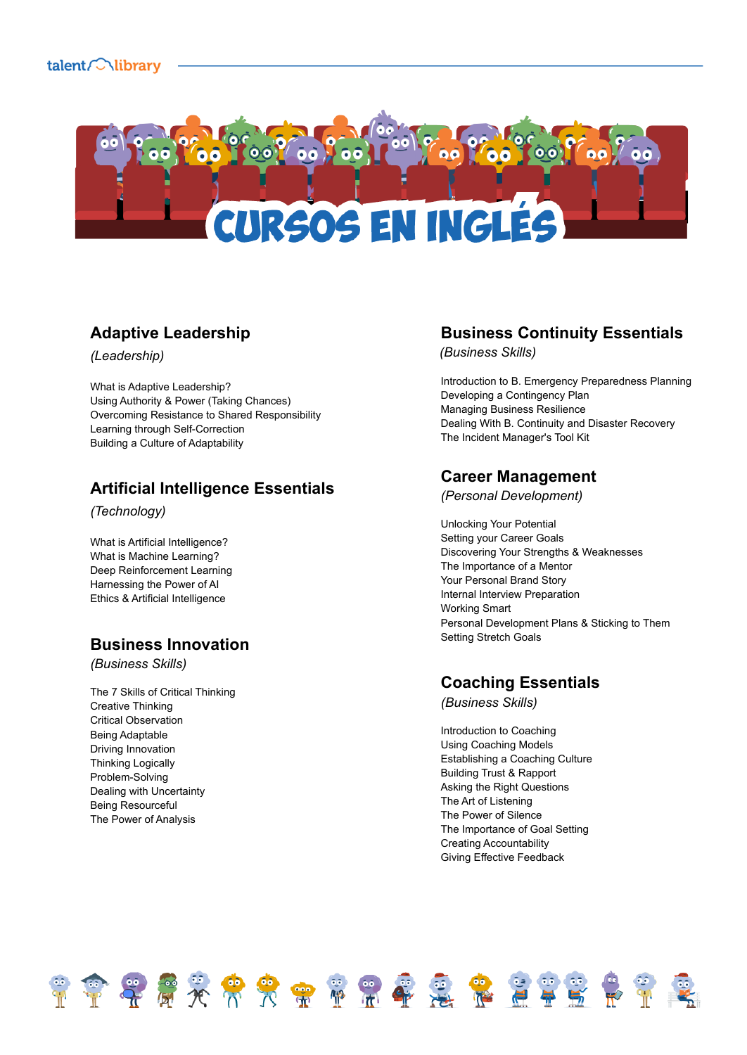# CURSOS EN INGLÉS

## Adaptive Leadership

*(Leadership)*

What is Adaptive Leadership?
Using Authority & Power (Taking Chances)
Overcoming Resistance to Shared Responsibility
Learning through Self-Correction
Building a Culture of Adaptability

## Artificial Intelligence Essentials

*(Technology)*

What is Artificial Intelligence?
What is Machine Learning?
Deep Reinforcement Learning
Harnessing the Power of AI
Ethics & Artificial Intelligence

## Business Innovation

*(Business Skills)*

The 7 Skills of Critical Thinking
Creative Thinking
Critical Observation
Being Adaptable
Driving Innovation
Thinking Logically
Problem-Solving
Dealing with Uncertainty
Being Resourceful
The Power of Analysis

## Business Continuity Essentials

*(Business Skills)*

Introduction to B. Emergency Preparedness Planning
Developing a Contingency Plan
Managing Business Resilience
Dealing With B. Continuity and Disaster Recovery
The Incident Manager's Tool Kit

## Career Management

*(Personal Development)*

Unlocking Your Potential
Setting your Career Goals
Discovering Your Strengths & Weaknesses
The Importance of a Mentor
Your Personal Brand Story
Internal Interview Preparation
Working Smart
Personal Development Plans & Sticking to Them
Setting Stretch Goals

## Coaching Essentials

*(Business Skills)*

Introduction to Coaching
Using Coaching Models
Establishing a Coaching Culture
Building Trust & Rapport
Asking the Right Questions
The Art of Listening
The Power of Silence
The Importance of Goal Setting
Creating Accountability
Giving Effective Feedback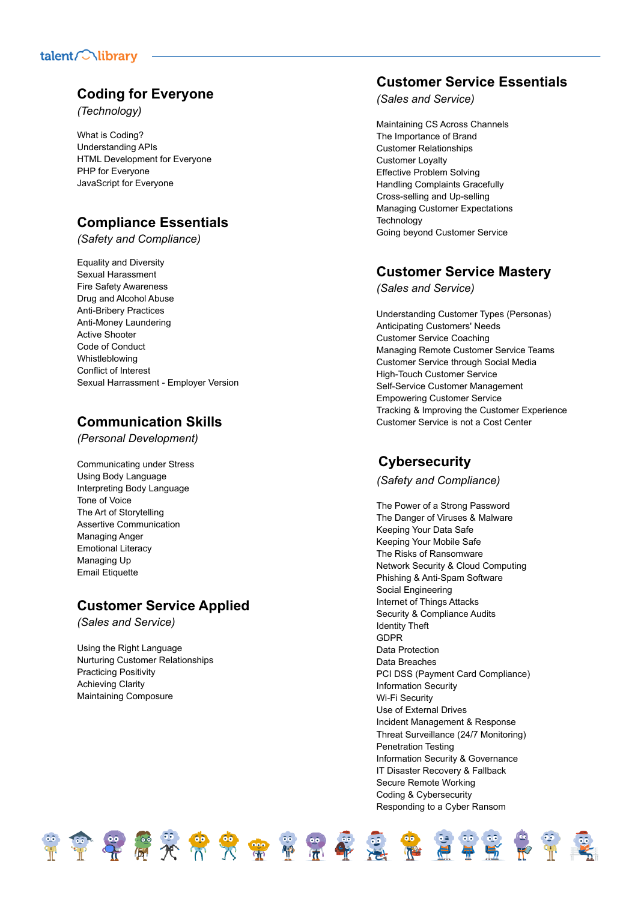## Coding for Everyone

*(Technology)*

What is Coding?
Understanding APIs
HTML Development for Everyone
PHP for Everyone
JavaScript for Everyone

## Compliance Essentials

*(Safety and Compliance)*

Equality and Diversity
Sexual Harassment
Fire Safety Awareness
Drug and Alcohol Abuse
Anti-Bribery Practices
Anti-Money Laundering
Active Shooter
Code of Conduct
Whistleblowing
Conflict of Interest
Sexual Harrassment - Employer Version

## Communication Skills

*(Personal Development)*

Communicating under Stress
Using Body Language
Interpreting Body Language
Tone of Voice
The Art of Storytelling
Assertive Communication
Managing Anger
Emotional Literacy
Managing Up
Email Etiquette

## Customer Service Applied

*(Sales and Service)*

Using the Right Language
Nurturing Customer Relationships
Practicing Positivity
Achieving Clarity
Maintaining Composure

## Customer Service Essentials

*(Sales and Service)*

Maintaining CS Across Channels
The Importance of Brand
Customer Relationships
Customer Loyalty
Effective Problem Solving
Handling Complaints Gracefully
Cross-selling and Up-selling
Managing Customer Expectations
Technology
Going beyond Customer Service

## Customer Service Mastery

*(Sales and Service)*

Understanding Customer Types (Personas)
Anticipating Customers' Needs
Customer Service Coaching
Managing Remote Customer Service Teams
Customer Service through Social Media
High-Touch Customer Service
Self-Service Customer Management
Empowering Customer Service
Tracking & Improving the Customer Experience
Customer Service is not a Cost Center

## Cybersecurity

*(Safety and Compliance)*

The Power of a Strong Password
The Danger of Viruses & Malware
Keeping Your Data Safe
Keeping Your Mobile Safe
The Risks of Ransomware
Network Security & Cloud Computing
Phishing & Anti-Spam Software
Social Engineering
Internet of Things Attacks
Security & Compliance Audits
Identity Theft
GDPR
Data Protection
Data Breaches
PCI DSS (Payment Card Compliance)
Information Security
Wi-Fi Security
Use of External Drives
Incident Management & Response
Threat Surveillance (24/7 Monitoring)
Penetration Testing
Information Security & Governance
IT Disaster Recovery & Fallback
Secure Remote Working
Coding & Cybersecurity
Responding to a Cyber Ransom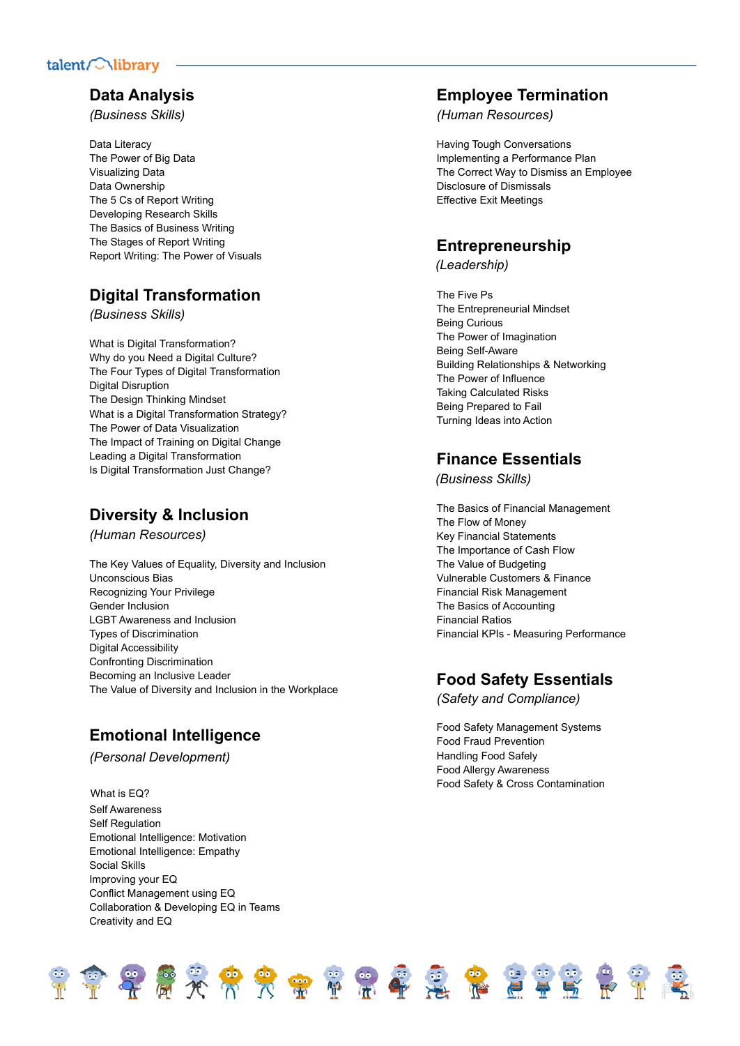## Data Analysis

*(Business Skills)*

Data Literacy
The Power of Big Data
Visualizing Data
Data Ownership
The 5 Cs of Report Writing
Developing Research Skills
The Basics of Business Writing
The Stages of Report Writing
Report Writing: The Power of Visuals

## Digital Transformation

*(Business Skills)*

What is Digital Transformation?
Why do you Need a Digital Culture?
The Four Types of Digital Transformation
Digital Disruption
The Design Thinking Mindset
What is a Digital Transformation Strategy?
The Power of Data Visualization
The Impact of Training on Digital Change
Leading a Digital Transformation
Is Digital Transformation Just Change?

## Diversity & Inclusion

*(Human Resources)*

The Key Values of Equality, Diversity and Inclusion
Unconscious Bias
Recognizing Your Privilege
Gender Inclusion
LGBT Awareness and Inclusion
Types of Discrimination
Digital Accessibility
Confronting Discrimination
Becoming an Inclusive Leader
The Value of Diversity and Inclusion in the Workplace

## Emotional Intelligence

*(Personal Development)*

What is EQ?
Self Awareness
Self Regulation
Emotional Intelligence: Motivation
Emotional Intelligence: Empathy
Social Skills
Improving your EQ
Conflict Management using EQ
Collaboration & Developing EQ in Teams
Creativity and EQ

## Employee Termination

*(Human Resources)*

Having Tough Conversations
Implementing a Performance Plan
The Correct Way to Dismiss an Employee
Disclosure of Dismissals
Effective Exit Meetings

## Entrepreneurship

*(Leadership)*

The Five Ps
The Entrepreneurial Mindset
Being Curious
The Power of Imagination
Being Self-Aware
Building Relationships & Networking
The Power of Influence
Taking Calculated Risks
Being Prepared to Fail
Turning Ideas into Action

## Finance Essentials

*(Business Skills)*

The Basics of Financial Management
The Flow of Money
Key Financial Statements
The Importance of Cash Flow
The Value of Budgeting
Vulnerable Customers & Finance
Financial Risk Management
The Basics of Accounting
Financial Ratios
Financial KPIs - Measuring Performance

## Food Safety Essentials

*(Safety and Compliance)*

Food Safety Management Systems
Food Fraud Prevention
Handling Food Safely
Food Allergy Awareness
Food Safety & Cross Contamination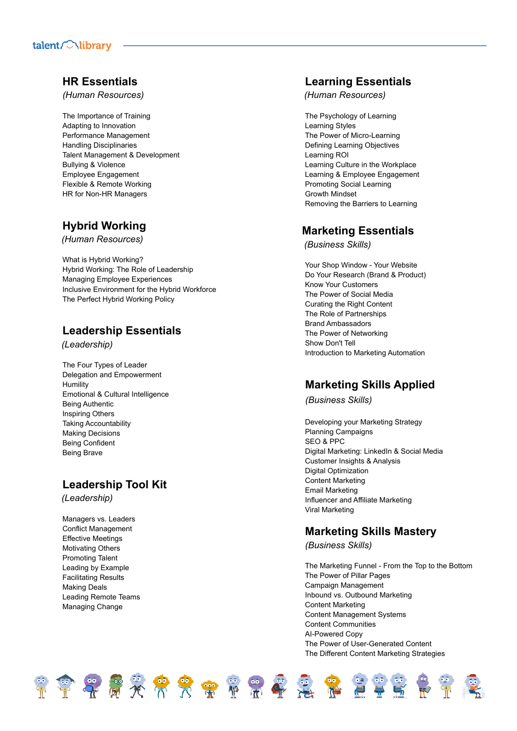## HR Essentials

*(Human Resources)*

The Importance of Training
Adapting to Innovation
Performance Management
Handling Disciplinaries
Talent Management & Development
Bullying & Violence
Employee Engagement
Flexible & Remote Working
HR for Non-HR Managers

## Hybrid Working

*(Human Resources)*

What is Hybrid Working?
Hybrid Working: The Role of Leadership
Managing Employee Experiences
Inclusive Environment for the Hybrid Workforce
The Perfect Hybrid Working Policy

## Leadership Essentials

*(Leadership)*

The Four Types of Leader
Delegation and Empowerment
Humility
Emotional & Cultural Intelligence
Being Authentic
Inspiring Others
Taking Accountability
Making Decisions
Being Confident
Being Brave

## Leadership Tool Kit

*(Leadership)*

Managers vs. Leaders
Conflict Management
Effective Meetings
Motivating Others
Promoting Talent
Leading by Example
Facilitating Results
Making Deals
Leading Remote Teams
Managing Change

## Learning Essentials

*(Human Resources)*

The Psychology of Learning
Learning Styles
The Power of Micro-Learning
Defining Learning Objectives
Learning ROI
Learning Culture in the Workplace
Learning & Employee Engagement
Promoting Social Learning
Growth Mindset
Removing the Barriers to Learning

## Marketing Essentials

*(Business Skills)*

Your Shop Window - Your Website
Do Your Research (Brand & Product)
Know Your Customers
The Power of Social Media
Curating the Right Content
The Role of Partnerships
Brand Ambassadors
The Power of Networking
Show Don't Tell
Introduction to Marketing Automation

## Marketing Skills Applied

*(Business Skills)*

Developing your Marketing Strategy
Planning Campaigns
SEO & PPC
Digital Marketing: LinkedIn & Social Media
Customer Insights & Analysis
Digital Optimization
Content Marketing
Email Marketing
Influencer and Affiliate Marketing
Viral Marketing

## Marketing Skills Mastery

*(Business Skills)*

The Marketing Funnel - From the Top to the Bottom
The Power of Pillar Pages
Campaign Management
Inbound vs. Outbound Marketing
Content Marketing
Content Management Systems
Content Communities
AI-Powered Copy
The Power of User-Generated Content
The Different Content Marketing Strategies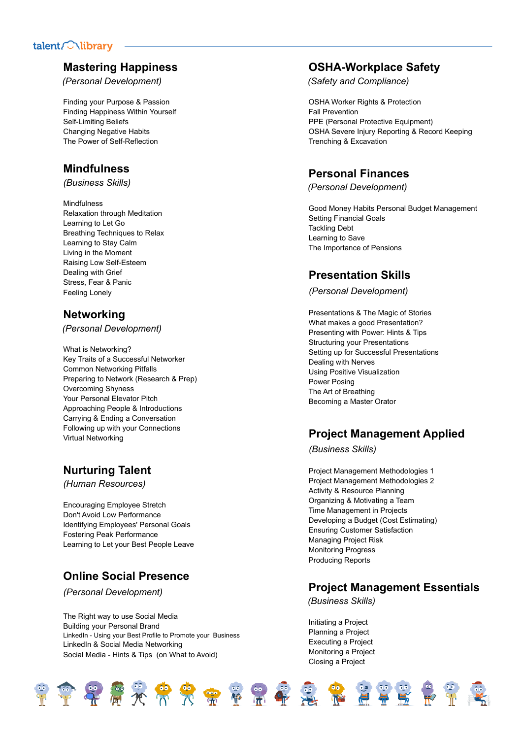## Mastering Happiness

*(Personal Development)*

Finding your Purpose & Passion
Finding Happiness Within Yourself
Self-Limiting Beliefs
Changing Negative Habits
The Power of Self-Reflection

## Mindfulness

*(Business Skills)*

Mindfulness
Relaxation through Meditation
Learning to Let Go
Breathing Techniques to Relax
Learning to Stay Calm
Living in the Moment
Raising Low Self-Esteem
Dealing with Grief
Stress, Fear & Panic
Feeling Lonely

## Networking

*(Personal Development)*

What is Networking?
Key Traits of a Successful Networker
Common Networking Pitfalls
Preparing to Network (Research & Prep)
Overcoming Shyness
Your Personal Elevator Pitch
Approaching People & Introductions
Carrying & Ending a Conversation
Following up with your Connections
Virtual Networking

## Nurturing Talent

*(Human Resources)*

Encouraging Employee Stretch
Don't Avoid Low Performance
Identifying Employees' Personal Goals
Fostering Peak Performance
Learning to Let your Best People Leave

## Online Social Presence

*(Personal Development)*

The Right way to use Social Media
Building your Personal Brand
LinkedIn - Using your Best Profile to Promote your Business
LinkedIn & Social Media Networking
Social Media - Hints & Tips (on What to Avoid)

## OSHA-Workplace Safety

*(Safety and Compliance)*

OSHA Worker Rights & Protection
Fall Prevention
PPE (Personal Protective Equipment)
OSHA Severe Injury Reporting & Record Keeping
Trenching & Excavation

## Personal Finances

*(Personal Development)*

Good Money Habits Personal Budget Management
Setting Financial Goals
Tackling Debt
Learning to Save
The Importance of Pensions

## Presentation Skills

*(Personal Development)*

Presentations & The Magic of Stories
What makes a good Presentation?
Presenting with Power: Hints & Tips
Structuring your Presentations
Setting up for Successful Presentations
Dealing with Nerves
Using Positive Visualization
Power Posing
The Art of Breathing
Becoming a Master Orator

## Project Management Applied

*(Business Skills)*

Project Management Methodologies 1
Project Management Methodologies 2
Activity & Resource Planning
Organizing & Motivating a Team
Time Management in Projects
Developing a Budget (Cost Estimating)
Ensuring Customer Satisfaction
Managing Project Risk
Monitoring Progress
Producing Reports

## Project Management Essentials

*(Business Skills)*

Initiating a Project
Planning a Project
Executing a Project
Monitoring a Project
Closing a Project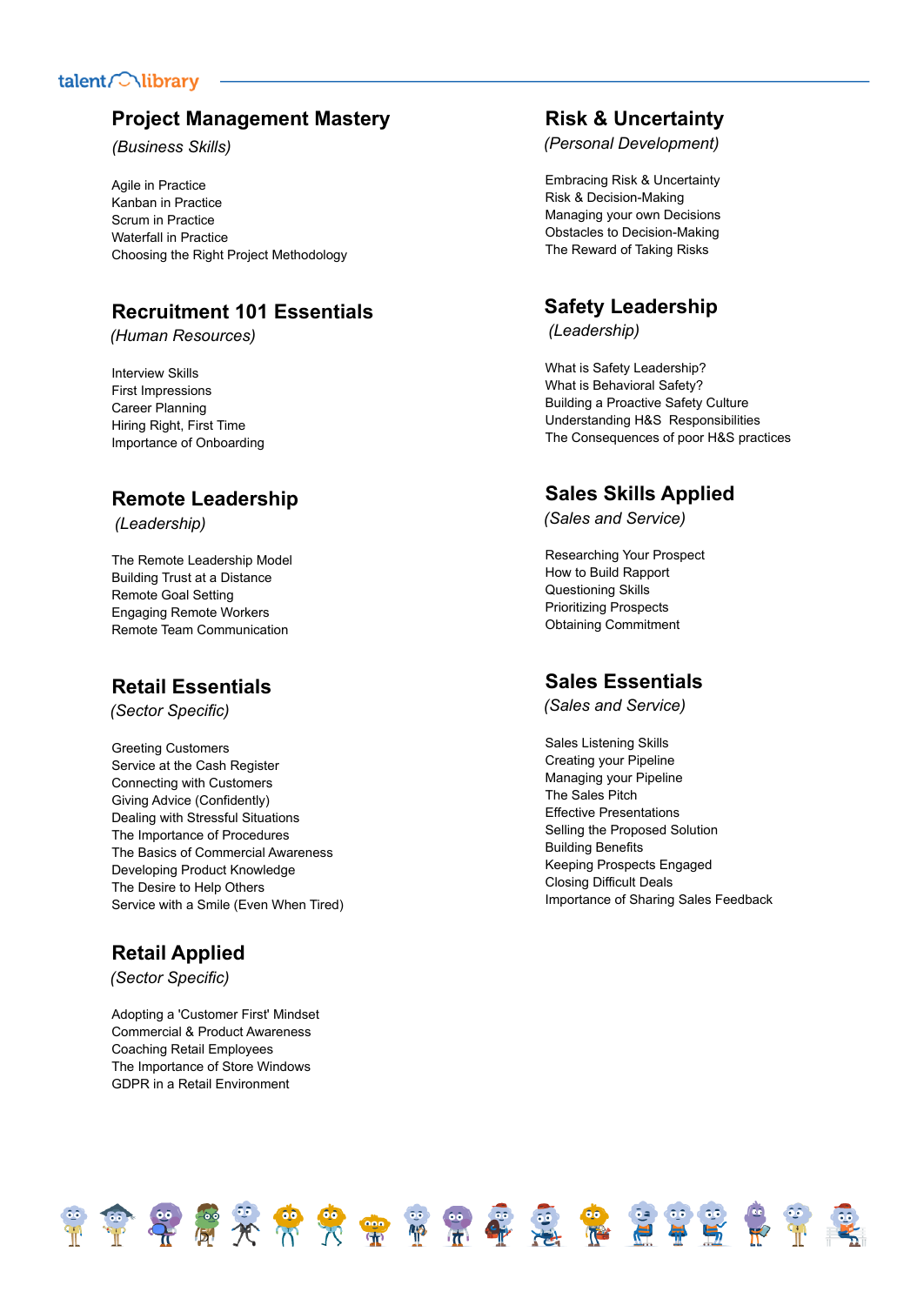## Project Management Mastery

*(Business Skills)*

Agile in Practice
Kanban in Practice
Scrum in Practice
Waterfall in Practice
Choosing the Right Project Methodology

## Recruitment 101 Essentials

*(Human Resources)*

Interview Skills
First Impressions
Career Planning
Hiring Right, First Time
Importance of Onboarding

## Remote Leadership

*(Leadership)*

The Remote Leadership Model
Building Trust at a Distance
Remote Goal Setting
Engaging Remote Workers
Remote Team Communication

## Retail Essentials

*(Sector Specific)*

Greeting Customers
Service at the Cash Register
Connecting with Customers
Giving Advice (Confidently)
Dealing with Stressful Situations
The Importance of Procedures
The Basics of Commercial Awareness
Developing Product Knowledge
The Desire to Help Others
Service with a Smile (Even When Tired)

## Retail Applied

*(Sector Specific)*

Adopting a 'Customer First' Mindset
Commercial & Product Awareness
Coaching Retail Employees
The Importance of Store Windows
GDPR in a Retail Environment

## Risk & Uncertainty

*(Personal Development)*

Embracing Risk & Uncertainty
Risk & Decision-Making
Managing your own Decisions
Obstacles to Decision-Making
The Reward of Taking Risks

## Safety Leadership

*(Leadership)*

What is Safety Leadership?
What is Behavioral Safety?
Building a Proactive Safety Culture
Understanding H&S Responsibilities
The Consequences of poor H&S practices

## Sales Skills Applied

*(Sales and Service)*

Researching Your Prospect
How to Build Rapport
Questioning Skills
Prioritizing Prospects
Obtaining Commitment

## Sales Essentials

*(Sales and Service)*

Sales Listening Skills
Creating your Pipeline
Managing your Pipeline
The Sales Pitch
Effective Presentations
Selling the Proposed Solution
Building Benefits
Keeping Prospects Engaged
Closing Difficult Deals
Importance of Sharing Sales Feedback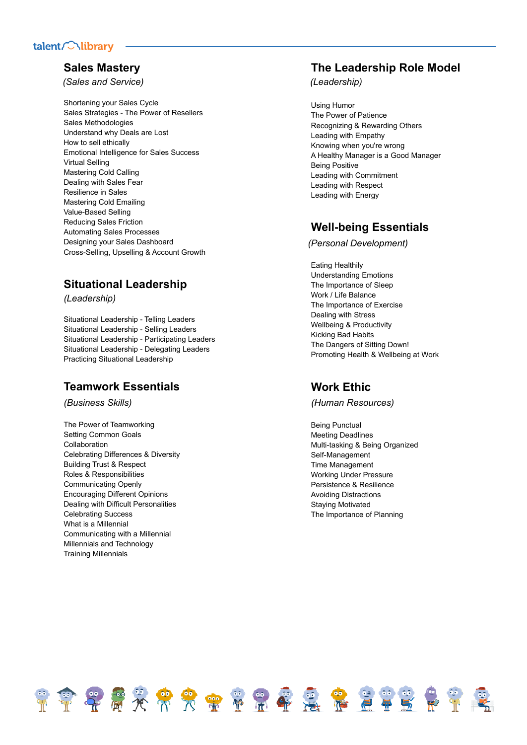## Sales Mastery

*(Sales and Service)*

Shortening your Sales Cycle
Sales Strategies - The Power of Resellers
Sales Methodologies
Understand why Deals are Lost
How to sell ethically
Emotional Intelligence for Sales Success
Virtual Selling
Mastering Cold Calling
Dealing with Sales Fear
Resilience in Sales
Mastering Cold Emailing
Value-Based Selling
Reducing Sales Friction
Automating Sales Processes
Designing your Sales Dashboard
Cross-Selling, Upselling & Account Growth

## Situational Leadership

*(Leadership)*

Situational Leadership - Telling Leaders
Situational Leadership - Selling Leaders
Situational Leadership - Participating Leaders
Situational Leadership - Delegating Leaders
Practicing Situational Leadership

## Teamwork Essentials

*(Business Skills)*

The Power of Teamworking
Setting Common Goals
Collaboration
Celebrating Differences & Diversity
Building Trust & Respect
Roles & Responsibilities
Communicating Openly
Encouraging Different Opinions
Dealing with Difficult Personalities
Celebrating Success
What is a Millennial
Communicating with a Millennial
Millennials and Technology
Training Millennials

## The Leadership Role Model

*(Leadership)*

Using Humor
The Power of Patience
Recognizing & Rewarding Others
Leading with Empathy
Knowing when you're wrong
A Healthy Manager is a Good Manager
Being Positive
Leading with Commitment
Leading with Respect
Leading with Energy

## Well-being Essentials

*(Personal Development)*

Eating Healthily
Understanding Emotions
The Importance of Sleep
Work / Life Balance
The Importance of Exercise
Dealing with Stress
Wellbeing & Productivity
Kicking Bad Habits
The Dangers of Sitting Down!
Promoting Health & Wellbeing at Work

## Work Ethic

*(Human Resources)*

Being Punctual
Meeting Deadlines
Multi-tasking & Being Organized
Self-Management
Time Management
Working Under Pressure
Persistence & Resilience
Avoiding Distractions
Staying Motivated
The Importance of Planning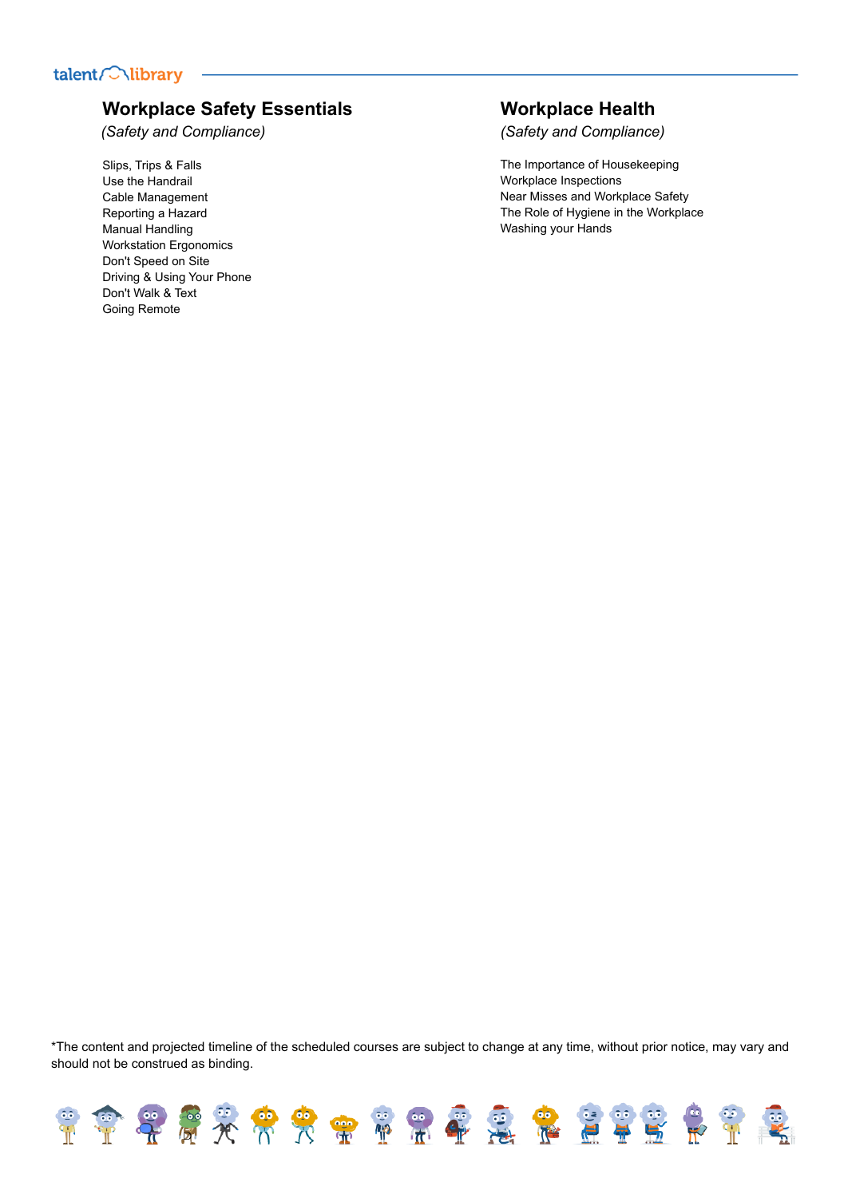## Workplace Safety Essentials

*(Safety and Compliance)*

Slips, Trips & Falls
Use the Handrail
Cable Management
Reporting a Hazard
Manual Handling
Workstation Ergonomics
Don't Speed on Site
Driving & Using Your Phone
Don't Walk & Text
Going Remote

## Workplace Health

*(Safety and Compliance)*

The Importance of Housekeeping
Workplace Inspections
Near Misses and Workplace Safety
The Role of Hygiene in the Workplace
Washing your Hands

*The content and projected timeline of the scheduled courses are subject to change at any time, without prior notice, may vary and should not be construed as binding.